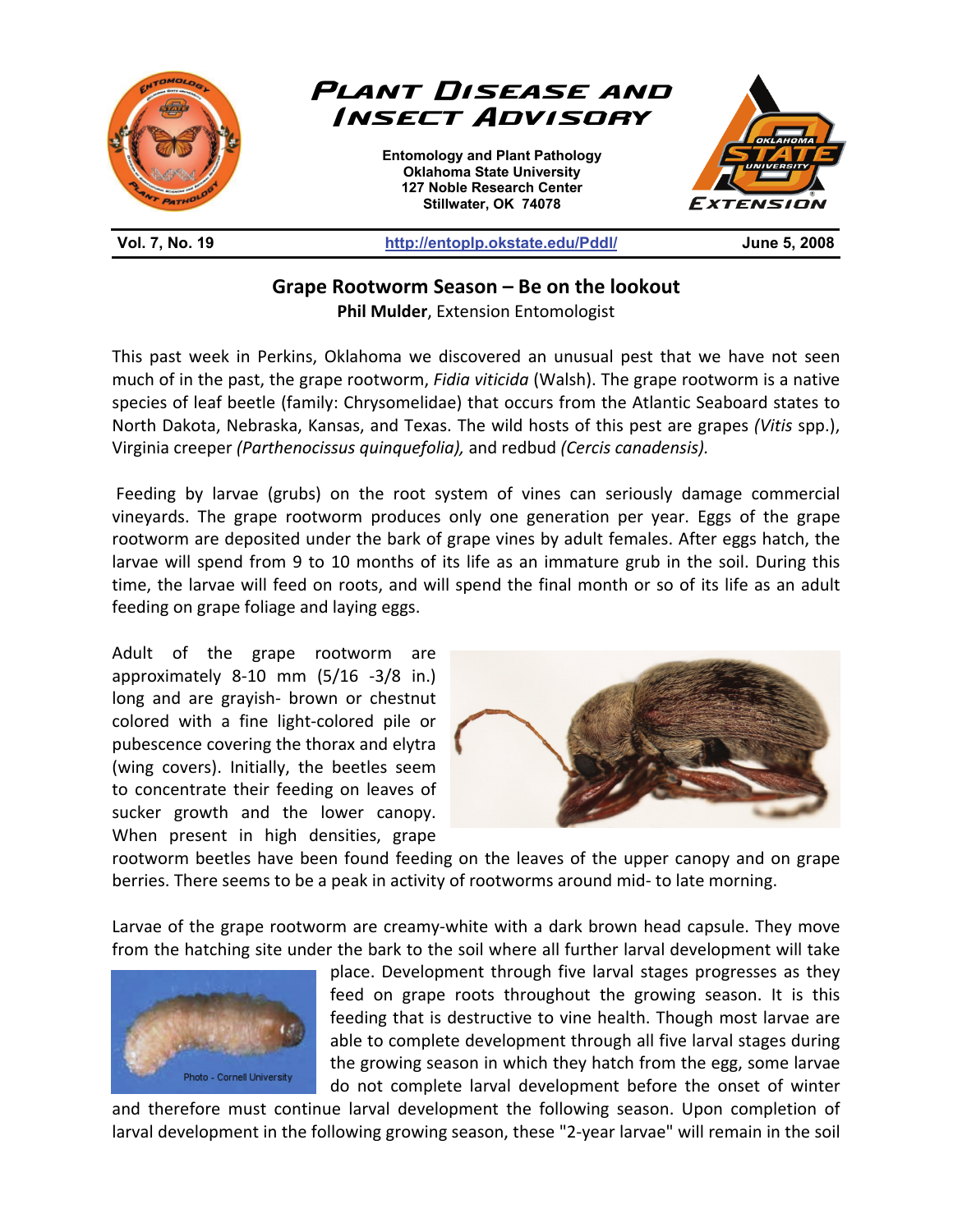# Plant Disease and Insect Advisory

**Entomology and Plant Pathology**
**Oklahoma State University**
**127 Noble Research Center**
**Stillwater, OK 74078**

**Vol. 7, No. 19** | **http://entoplp.okstate.edu/Pddl/** | **June 5, 2008**

## Grape Rootworm Season – Be on the lookout

**Phil Mulder**, Extension Entomologist

This past week in Perkins, Oklahoma we discovered an unusual pest that we have not seen much of in the past, the grape rootworm, *Fidia viticida* (Walsh). The grape rootworm is a native species of leaf beetle (family: Chrysomelidae) that occurs from the Atlantic Seaboard states to North Dakota, Nebraska, Kansas, and Texas. The wild hosts of this pest are grapes *(Vitis* spp.), Virginia creeper *(Parthenocissus quinquefolia),* and redbud *(Cercis canadensis).*

Feeding by larvae (grubs) on the root system of vines can seriously damage commercial vineyards. The grape rootworm produces only one generation per year. Eggs of the grape rootworm are deposited under the bark of grape vines by adult females. After eggs hatch, the larvae will spend from 9 to 10 months of its life as an immature grub in the soil. During this time, the larvae will feed on roots, and will spend the final month or so of its life as an adult feeding on grape foliage and laying eggs.

Adult of the grape rootworm are approximately 8-10 mm (5/16 -3/8 in.) long and are grayish- brown or chestnut colored with a fine light-colored pile or pubescence covering the thorax and elytra (wing covers). Initially, the beetles seem to concentrate their feeding on leaves of sucker growth and the lower canopy. When present in high densities, grape rootworm beetles have been found feeding on the leaves of the upper canopy and on grape berries. There seems to be a peak in activity of rootworms around mid- to late morning.

Larvae of the grape rootworm are creamy-white with a dark brown head capsule. They move from the hatching site under the bark to the soil where all further larval development will take place. Development through five larval stages progresses as they feed on grape roots throughout the growing season. It is this feeding that is destructive to vine health. Though most larvae are able to complete development through all five larval stages during the growing season in which they hatch from the egg, some larvae do not complete larval development before the onset of winter and therefore must continue larval development the following season. Upon completion of larval development in the following growing season, these "2-year larvae" will remain in the soil

Photo - Cornell University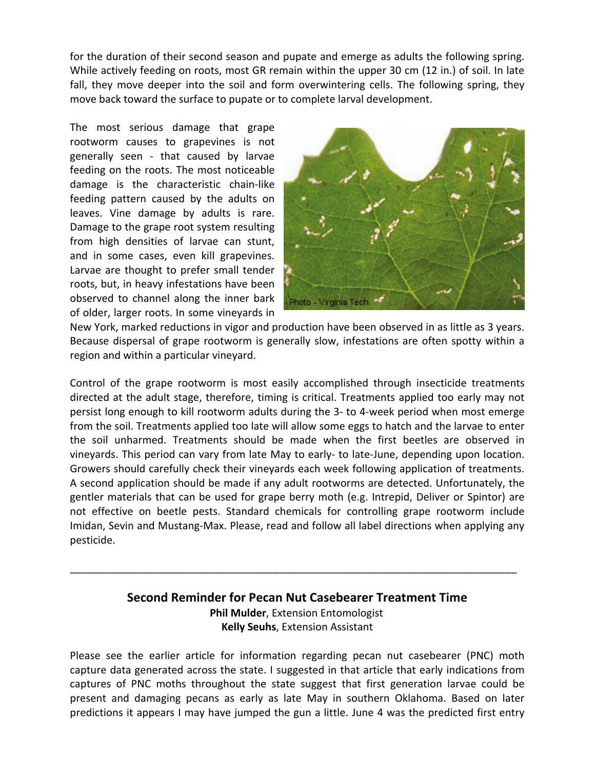for the duration of their second season and pupate and emerge as adults the following spring. While actively feeding on roots, most GR remain within the upper 30 cm (12 in.) of soil. In late fall, they move deeper into the soil and form overwintering cells. The following spring, they move back toward the surface to pupate or to complete larval development.

The most serious damage that grape rootworm causes to grapevines is not generally seen - that caused by larvae feeding on the roots. The most noticeable damage is the characteristic chain-like feeding pattern caused by the adults on leaves. Vine damage by adults is rare. Damage to the grape root system resulting from high densities of larvae can stunt, and in some cases, even kill grapevines. Larvae are thought to prefer small tender roots, but, in heavy infestations have been observed to channel along the inner bark of older, larger roots. In some vineyards in New York, marked reductions in vigor and production have been observed in as little as 3 years. Because dispersal of grape rootworm is generally slow, infestations are often spotty within a region and within a particular vineyard.

Photo - Virginia Tech

Control of the grape rootworm is most easily accomplished through insecticide treatments directed at the adult stage, therefore, timing is critical. Treatments applied too early may not persist long enough to kill rootworm adults during the 3- to 4-week period when most emerge from the soil. Treatments applied too late will allow some eggs to hatch and the larvae to enter the soil unharmed. Treatments should be made when the first beetles are observed in vineyards. This period can vary from late May to early- to late-June, depending upon location. Growers should carefully check their vineyards each week following application of treatments. A second application should be made if any adult rootworms are detected. Unfortunately, the gentler materials that can be used for grape berry moth (e.g. Intrepid, Deliver or Spintor) are not effective on beetle pests. Standard chemicals for controlling grape rootworm include Imidan, Sevin and Mustang-Max. Please, read and follow all label directions when applying any pesticide.

---

## Second Reminder for Pecan Nut Casebearer Treatment Time

**Phil Mulder**, Extension Entomologist
**Kelly Seuhs**, Extension Assistant

Please see the earlier article for information regarding pecan nut casebearer (PNC) moth capture data generated across the state. I suggested in that article that early indications from captures of PNC moths throughout the state suggest that first generation larvae could be present and damaging pecans as early as late May in southern Oklahoma. Based on later predictions it appears I may have jumped the gun a little. June 4 was the predicted first entry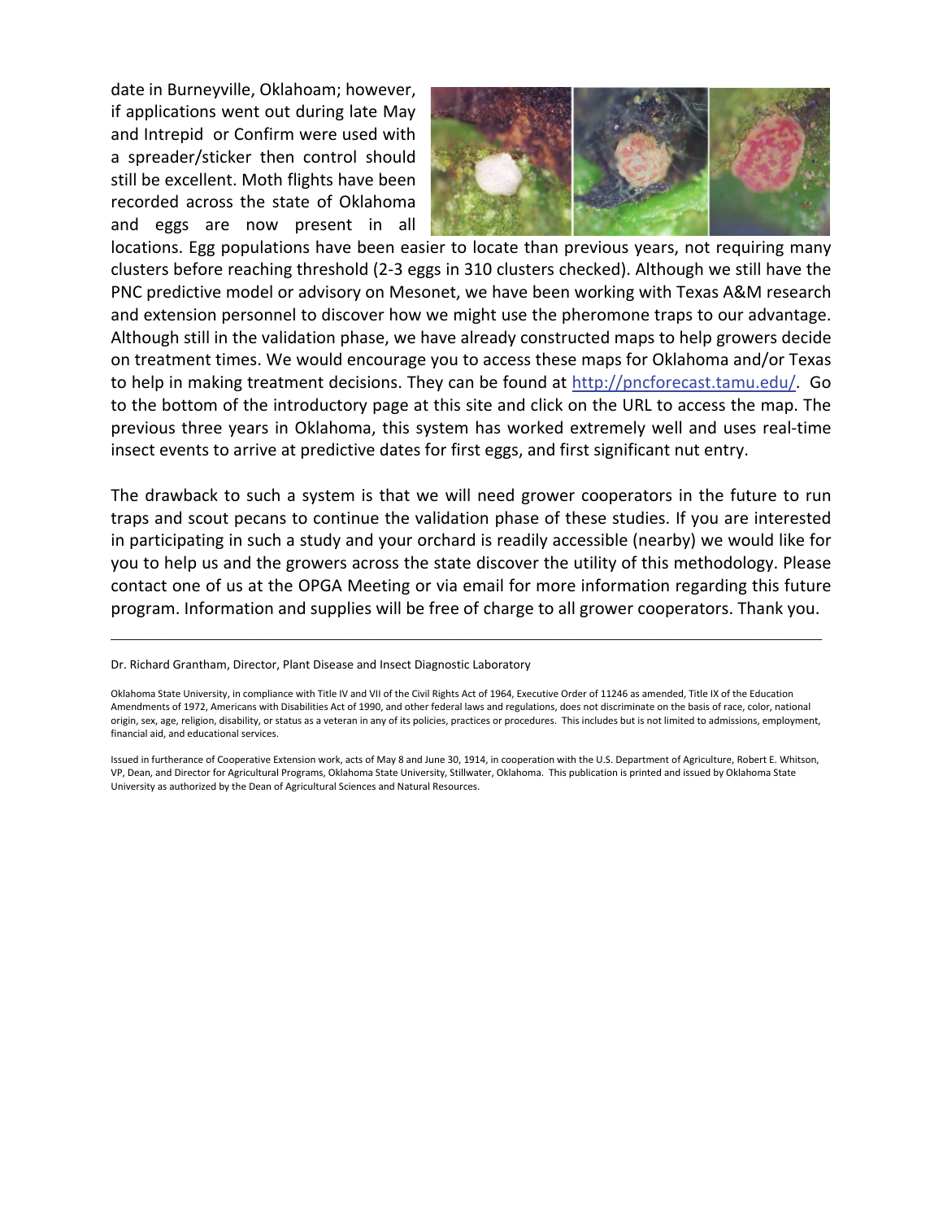date in Burneyville, Oklahoam; however, if applications went out during late May and Intrepid or Confirm were used with a spreader/sticker then control should still be excellent. Moth flights have been recorded across the state of Oklahoma and eggs are now present in all locations. Egg populations have been easier to locate than previous years, not requiring many clusters before reaching threshold (2-3 eggs in 310 clusters checked). Although we still have the PNC predictive model or advisory on Mesonet, we have been working with Texas A&M research and extension personnel to discover how we might use the pheromone traps to our advantage. Although still in the validation phase, we have already constructed maps to help growers decide on treatment times. We would encourage you to access these maps for Oklahoma and/or Texas to help in making treatment decisions. They can be found at http://pncforecast.tamu.edu/. Go to the bottom of the introductory page at this site and click on the URL to access the map. The previous three years in Oklahoma, this system has worked extremely well and uses real-time insect events to arrive at predictive dates for first eggs, and first significant nut entry.

The drawback to such a system is that we will need grower cooperators in the future to run traps and scout pecans to continue the validation phase of these studies. If you are interested in participating in such a study and your orchard is readily accessible (nearby) we would like for you to help us and the growers across the state discover the utility of this methodology. Please contact one of us at the OPGA Meeting or via email for more information regarding this future program. Information and supplies will be free of charge to all grower cooperators. Thank you.

---

Dr. Richard Grantham, Director, Plant Disease and Insect Diagnostic Laboratory

Oklahoma State University, in compliance with Title IV and VII of the Civil Rights Act of 1964, Executive Order of 11246 as amended, Title IX of the Education Amendments of 1972, Americans with Disabilities Act of 1990, and other federal laws and regulations, does not discriminate on the basis of race, color, national origin, sex, age, religion, disability, or status as a veteran in any of its policies, practices or procedures. This includes but is not limited to admissions, employment, financial aid, and educational services.

Issued in furtherance of Cooperative Extension work, acts of May 8 and June 30, 1914, in cooperation with the U.S. Department of Agriculture, Robert E. Whitson, VP, Dean, and Director for Agricultural Programs, Oklahoma State University, Stillwater, Oklahoma. This publication is printed and issued by Oklahoma State University as authorized by the Dean of Agricultural Sciences and Natural Resources.